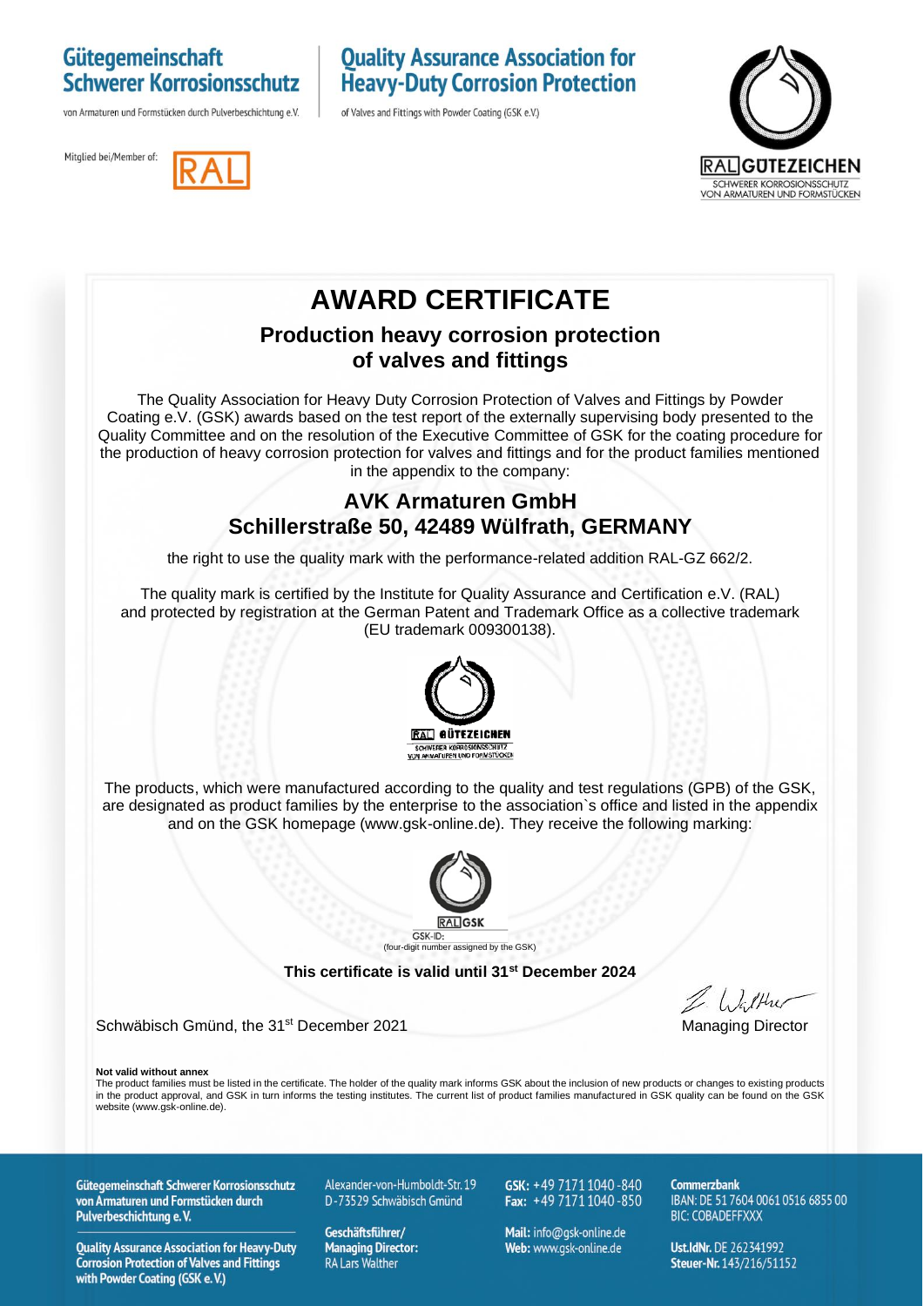**Gütegemeinschaft Schwerer Korrosionsschutz**
von Armaturen und Formstücken durch Pulverbeschichtung e.V.

**Quality Assurance Association for Heavy-Duty Corrosion Protection**
of Valves and Fittings with Powder Coating (GSK e.V.)

Mitglied bei/Member of: RAL

RAL GÜTEZEICHEN
SCHWERER KORROSIONSSCHUTZ
VON ARMATUREN UND FORMSTÜCKEN

# AWARD CERTIFICATE

## Production heavy corrosion protection of valves and fittings

The Quality Association for Heavy Duty Corrosion Protection of Valves and Fittings by Powder Coating e.V. (GSK) awards based on the test report of the externally supervising body presented to the Quality Committee and on the resolution of the Executive Committee of GSK for the coating procedure for the production of heavy corrosion protection for valves and fittings and for the product families mentioned in the appendix to the company:

## AVK Armaturen GmbH
## Schillerstraße 50, 42489 Wülfrath, GERMANY

the right to use the quality mark with the performance-related addition RAL-GZ 662/2.

The quality mark is certified by the Institute for Quality Assurance and Certification e.V. (RAL) and protected by registration at the German Patent and Trademark Office as a collective trademark (EU trademark 009300138).

RAL GÜTEZEICHEN
SCHWERER KORROSIONSSCHUTZ
VON ARMATUREN UND FORMSTÜCKEN

The products, which were manufactured according to the quality and test regulations (GPB) of the GSK, are designated as product families by the enterprise to the association`s office and listed in the appendix and on the GSK homepage (www.gsk-online.de). They receive the following marking:

RAL GSK
GSK-ID:
(four-digit number assigned by the GSK)

**This certificate is valid until 31st December 2024**

Schwäbisch Gmünd, the 31st December 2021

Managing Director

**Not valid without annex**
The product families must be listed in the certificate. The holder of the quality mark informs GSK about the inclusion of new products or changes to existing products in the product approval, and GSK in turn informs the testing institutes. The current list of product families manufactured in GSK quality can be found on the GSK website (www.gsk-online.de).

**Gütegemeinschaft Schwerer Korrosionsschutz von Armaturen und Formstücken durch Pulverbeschichtung e. V.**

**Quality Assurance Association for Heavy-Duty Corrosion Protection of Valves and Fittings with Powder Coating (GSK e. V.)**

Alexander-von-Humboldt-Str. 19
D-73529 Schwäbisch Gmünd

**Geschäftsführer/ Managing Director:** RA Lars Walther

**GSK:** +49 7171 1040 -840
**Fax:** +49 7171 1040 -850

**Mail:** info@gsk-online.de
**Web:** www.gsk-online.de

**Commerzbank**
IBAN: DE 51 7604 0061 0516 6855 00
BIC: COBADEFFXXX

**Ust.IdNr.** DE 262341992
**Steuer-Nr.** 143/216/51152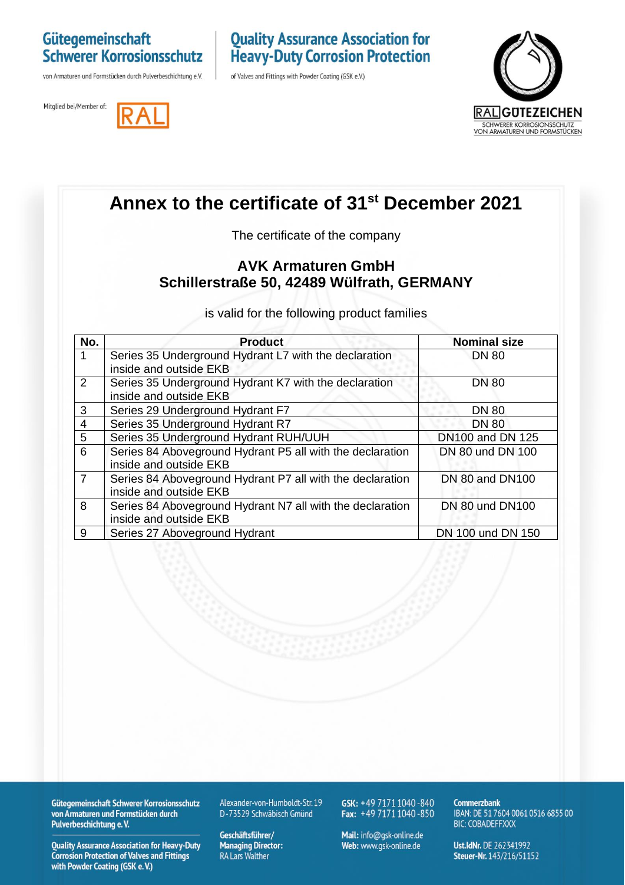Gütegemeinschaft Schwerer Korrosionsschutz von Armaturen und Formstücken durch Pulverbeschichtung e.V.

Quality Assurance Association for Heavy-Duty Corrosion Protection of Valves and Fittings with Powder Coating (GSK e.V.)

Mitglied bei/Member of: RAL

RAL GÜTEZEICHEN SCHWERER KORROSIONSSCHUTZ VON ARMATUREN UND FORMSTÜCKEN

# Annex to the certificate of 31st December 2021

The certificate of the company

**AVK Armaturen GmbH**
**Schillerstraße 50, 42489 Wülfrath, GERMANY**

is valid for the following product families

| No. | Product | Nominal size |
|---|---|---|
| 1 | Series 35 Underground Hydrant L7 with the declaration inside and outside EKB | DN 80 |
| 2 | Series 35 Underground Hydrant K7 with the declaration inside and outside EKB | DN 80 |
| 3 | Series 29 Underground Hydrant F7 | DN 80 |
| 4 | Series 35 Underground Hydrant R7 | DN 80 |
| 5 | Series 35 Underground Hydrant RUH/UUH | DN100 and DN 125 |
| 6 | Series 84 Aboveground Hydrant P5 all with the declaration inside and outside EKB | DN 80 und DN 100 |
| 7 | Series 84 Aboveground Hydrant P7 all with the declaration inside and outside EKB | DN 80 and DN100 |
| 8 | Series 84 Aboveground Hydrant N7 all with the declaration inside and outside EKB | DN 80 und DN100 |
| 9 | Series 27 Aboveground Hydrant | DN 100 und DN 150 |

Gütegemeinschaft Schwerer Korrosionsschutz von Armaturen und Formstücken durch Pulverbeschichtung e. V.

Quality Assurance Association for Heavy-Duty Corrosion Protection of Valves and Fittings with Powder Coating (GSK e. V.)

Alexander-von-Humboldt-Str. 19
D-73529 Schwäbisch Gmünd

Geschäftsführer/
Managing Director:
RA Lars Walther

GSK: +49 7171 1040-840
Fax: +49 7171 1040-850

Mail: info@gsk-online.de
Web: www.gsk-online.de

Commerzbank
IBAN: DE 51 7604 0061 0516 6855 00
BIC: COBADEFFXXX

Ust.IdNr. DE 262341992
Steuer-Nr. 143/216/51152